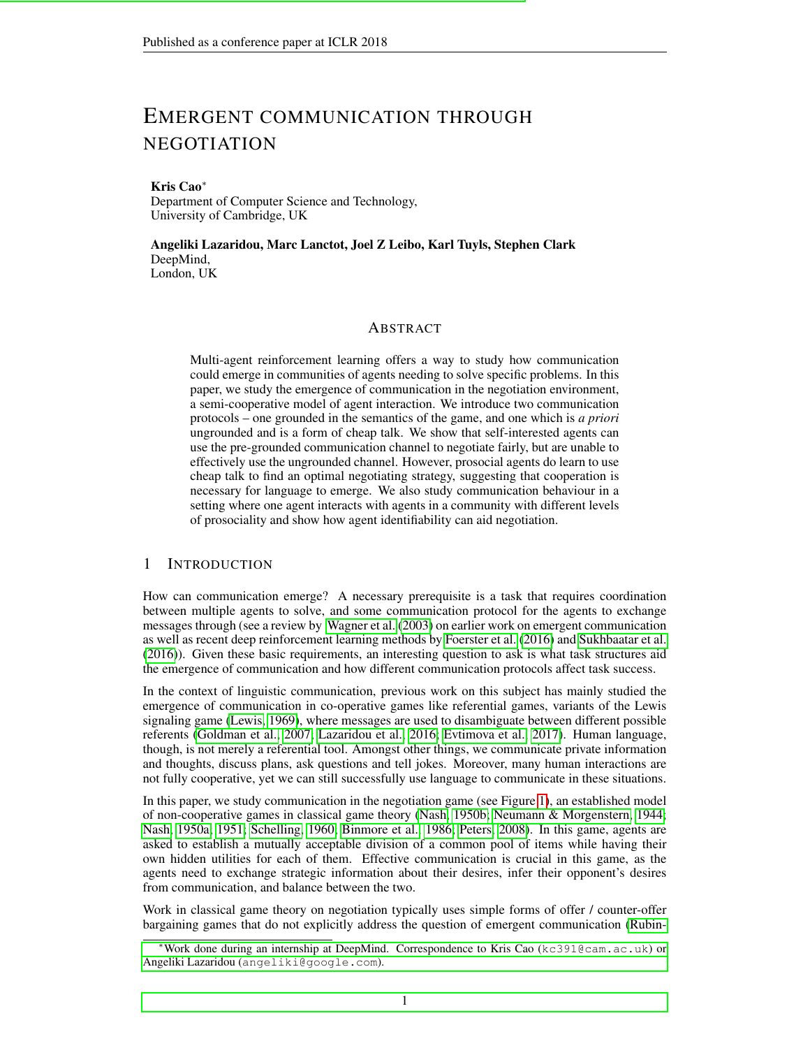# EMERGENT COMMUNICATION THROUGH NEGOTIATION

**Kris Cao***
Department of Computer Science and Technology,
University of Cambridge, UK

**Angeliki Lazaridou, Marc Lanctot, Joel Z Leibo, Karl Tuyls, Stephen Clark**
DeepMind,
London, UK

## ABSTRACT

Multi-agent reinforcement learning offers a way to study how communication could emerge in communities of agents needing to solve specific problems. In this paper, we study the emergence of communication in the negotiation environment, a semi-cooperative model of agent interaction. We introduce two communication protocols – one grounded in the semantics of the game, and one which is *a priori* ungrounded and is a form of cheap talk. We show that self-interested agents can use the pre-grounded communication channel to negotiate fairly, but are unable to effectively use the ungrounded channel. However, prosocial agents do learn to use cheap talk to find an optimal negotiating strategy, suggesting that cooperation is necessary for language to emerge. We also study communication behaviour in a setting where one agent interacts with agents in a community with different levels of prosociality and show how agent identifiability can aid negotiation.

## 1 INTRODUCTION

How can communication emerge? A necessary prerequisite is a task that requires coordination between multiple agents to solve, and some communication protocol for the agents to exchange messages through (see a review by Wagner et al. (2003) on earlier work on emergent communication as well as recent deep reinforcement learning methods by Foerster et al. (2016) and Sukhbaatar et al. (2016)). Given these basic requirements, an interesting question to ask is what task structures aid the emergence of communication and how different communication protocols affect task success.

In the context of linguistic communication, previous work on this subject has mainly studied the emergence of communication in co-operative games like referential games, variants of the Lewis signaling game (Lewis, 1969), where messages are used to disambiguate between different possible referents (Goldman et al., 2007; Lazaridou et al., 2016; Evtimova et al., 2017). Human language, though, is not merely a referential tool. Amongst other things, we communicate private information and thoughts, discuss plans, ask questions and tell jokes. Moreover, many human interactions are not fully cooperative, yet we can still successfully use language to communicate in these situations.

In this paper, we study communication in the negotiation game (see Figure 1), an established model of non-cooperative games in classical game theory (Nash, 1950b; Neumann & Morgenstern, 1944; Nash, 1950a; 1951; Schelling, 1960; Binmore et al., 1986; Peters, 2008). In this game, agents are asked to establish a mutually acceptable division of a common pool of items while having their own hidden utilities for each of them. Effective communication is crucial in this game, as the agents need to exchange strategic information about their desires, infer their opponent's desires from communication, and balance between the two.

Work in classical game theory on negotiation typically uses simple forms of offer / counter-offer bargaining games that do not explicitly address the question of emergent communication (Rubin-

*Work done during an internship at DeepMind. Correspondence to Kris Cao (kc391@cam.ac.uk) or Angeliki Lazaridou (angeliki@google.com).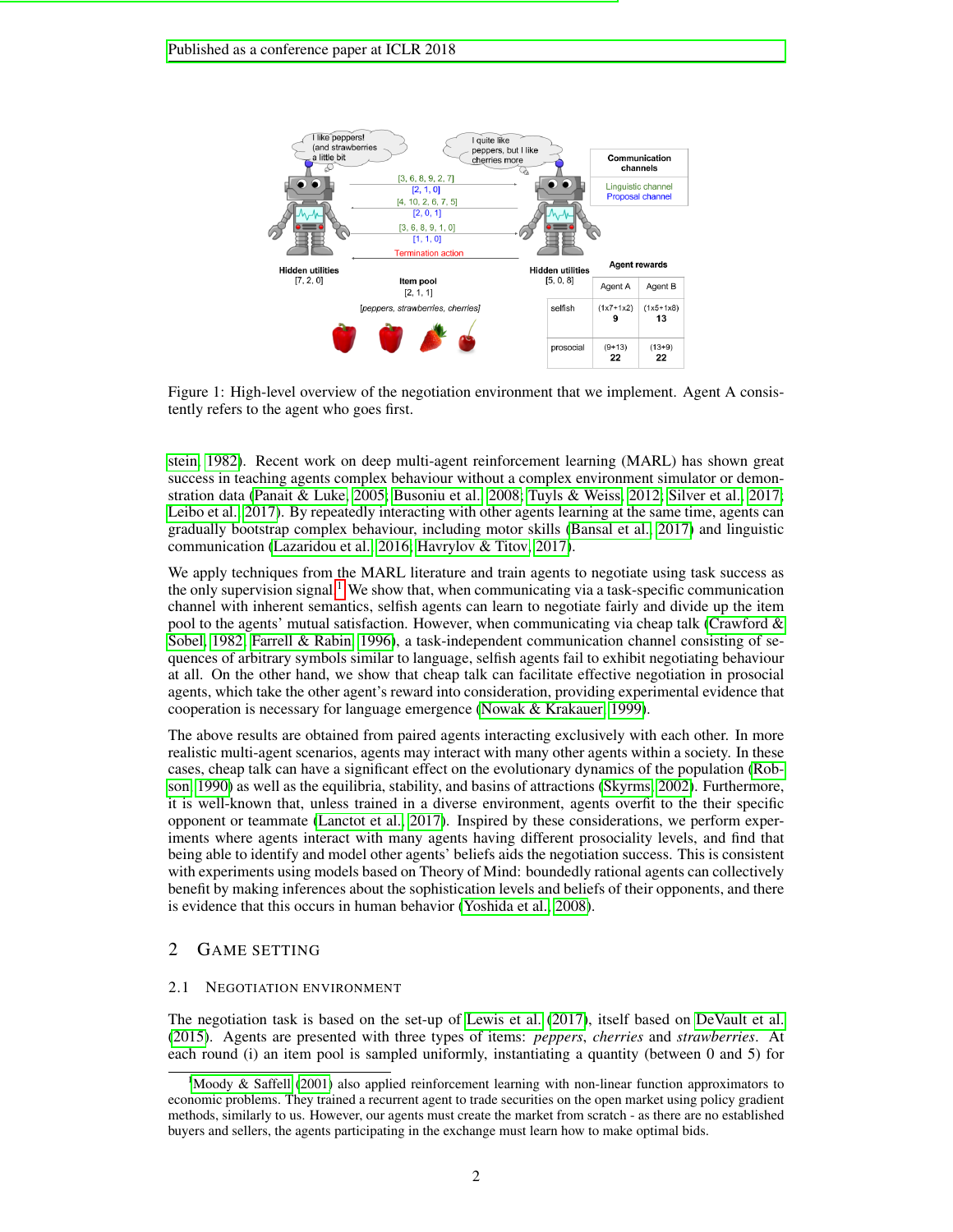Figure 1: High-level overview of the negotiation environment that we implement. Agent A consistently refers to the agent who goes first.

stein, 1982). Recent work on deep multi-agent reinforcement learning (MARL) has shown great success in teaching agents complex behaviour without a complex environment simulator or demonstration data (Panait & Luke, 2005; Busoniu et al., 2008; Tuyls & Weiss, 2012; Silver et al., 2017; Leibo et al., 2017). By repeatedly interacting with other agents learning at the same time, agents can gradually bootstrap complex behaviour, including motor skills (Bansal et al., 2017) and linguistic communication (Lazaridou et al., 2016; Havrylov & Titov, 2017).

We apply techniques from the MARL literature and train agents to negotiate using task success as the only supervision signal.[1] We show that, when communicating via a task-specific communication channel with inherent semantics, selfish agents can learn to negotiate fairly and divide up the item pool to the agents' mutual satisfaction. However, when communicating via cheap talk (Crawford & Sobel, 1982; Farrell & Rabin, 1996), a task-independent communication channel consisting of sequences of arbitrary symbols similar to language, selfish agents fail to exhibit negotiating behaviour at all. On the other hand, we show that cheap talk can facilitate effective negotiation in prosocial agents, which take the other agent's reward into consideration, providing experimental evidence that cooperation is necessary for language emergence (Nowak & Krakauer, 1999).

The above results are obtained from paired agents interacting exclusively with each other. In more realistic multi-agent scenarios, agents may interact with many other agents within a society. In these cases, cheap talk can have a significant effect on the evolutionary dynamics of the population (Robson, 1990) as well as the equilibria, stability, and basins of attractions (Skyrms, 2002). Furthermore, it is well-known that, unless trained in a diverse environment, agents overfit to the their specific opponent or teammate (Lanctot et al., 2017). Inspired by these considerations, we perform experiments where agents interact with many agents having different prosociality levels, and find that being able to identify and model other agents' beliefs aids the negotiation success. This is consistent with experiments using models based on Theory of Mind: boundedly rational agents can collectively benefit by making inferences about the sophistication levels and beliefs of their opponents, and there is evidence that this occurs in human behavior (Yoshida et al., 2008).

## 2 Game Setting

### 2.1 Negotiation Environment

The negotiation task is based on the set-up of Lewis et al. (2017), itself based on DeVault et al. (2015). Agents are presented with three types of items: *peppers*, *cherries* and *strawberries*. At each round (i) an item pool is sampled uniformly, instantiating a quantity (between 0 and 5) for

[1] Moody & Saffell (2001) also applied reinforcement learning with non-linear function approximators to economic problems. They trained a recurrent agent to trade securities on the open market using policy gradient methods, similarly to us. However, our agents must create the market from scratch - as there are no established buyers and sellers, the agents participating in the exchange must learn how to make optimal bids.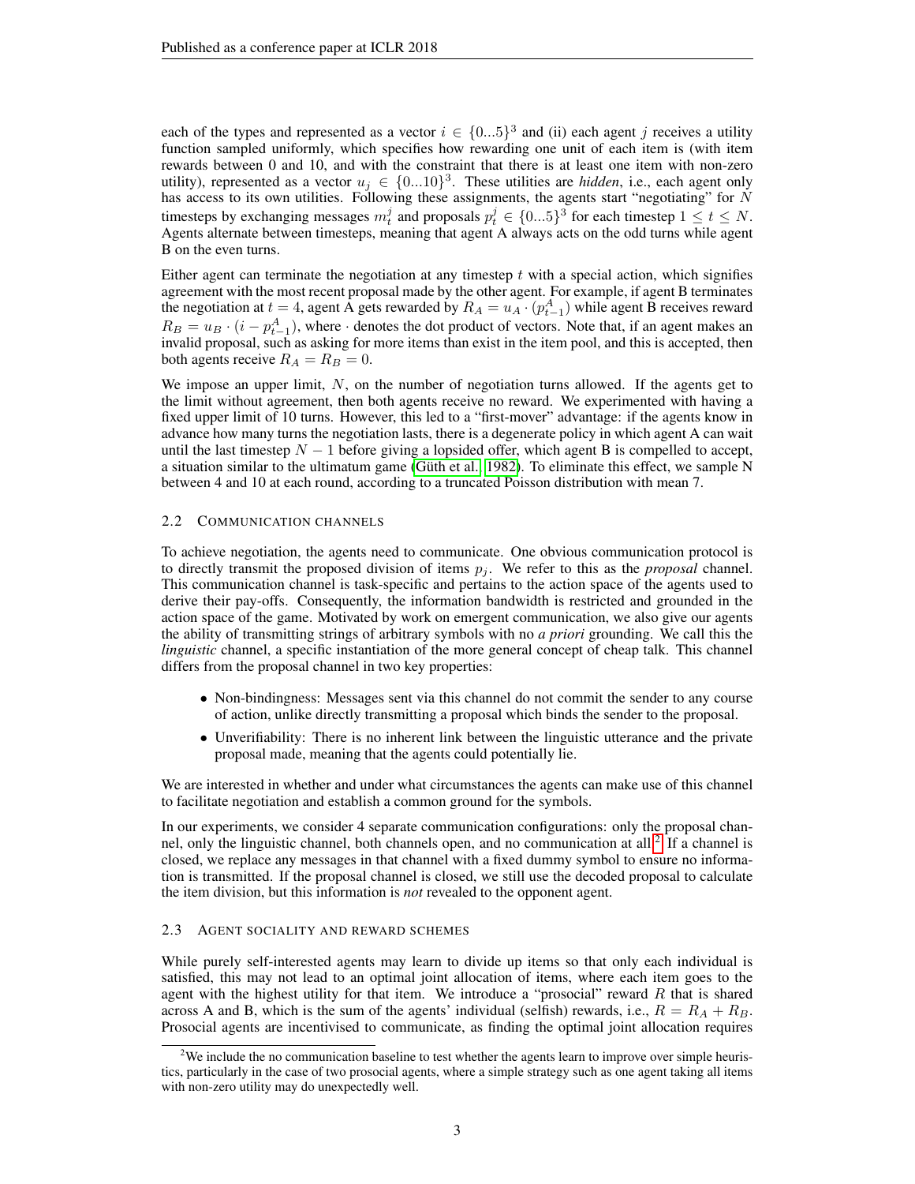each of the types and represented as a vector $i \in \{0...5\}^3$ and (ii) each agent $j$ receives a utility function sampled uniformly, which specifies how rewarding one unit of each item is (with item rewards between 0 and 10, and with the constraint that there is at least one item with non-zero utility), represented as a vector $u_j \in \{0...10\}^3$. These utilities are *hidden*, i.e., each agent only has access to its own utilities. Following these assignments, the agents start "negotiating" for $N$ timesteps by exchanging messages $m_t^j$ and proposals $p_t^j \in \{0...5\}^3$ for each timestep $1 \leq t \leq N$. Agents alternate between timesteps, meaning that agent A always acts on the odd turns while agent B on the even turns.

Either agent can terminate the negotiation at any timestep $t$ with a special action, which signifies agreement with the most recent proposal made by the other agent. For example, if agent B terminates the negotiation at $t = 4$, agent A gets rewarded by $R_A = u_A \cdot (p_{t-1}^A)$ while agent B receives reward $R_B = u_B \cdot (i - p_{t-1}^A)$, where $\cdot$ denotes the dot product of vectors. Note that, if an agent makes an invalid proposal, such as asking for more items than exist in the item pool, and this is accepted, then both agents receive $R_A = R_B = 0$.

We impose an upper limit, $N$, on the number of negotiation turns allowed. If the agents get to the limit without agreement, then both agents receive no reward. We experimented with having a fixed upper limit of 10 turns. However, this led to a "first-mover" advantage: if the agents know in advance how many turns the negotiation lasts, there is a degenerate policy in which agent A can wait until the last timestep $N - 1$ before giving a lopsided offer, which agent B is compelled to accept, a situation similar to the ultimatum game (Güth et al., 1982). To eliminate this effect, we sample N between 4 and 10 at each round, according to a truncated Poisson distribution with mean 7.

### 2.2 Communication Channels

To achieve negotiation, the agents need to communicate. One obvious communication protocol is to directly transmit the proposed division of items $p_j$. We refer to this as the *proposal* channel. This communication channel is task-specific and pertains to the action space of the agents used to derive their pay-offs. Consequently, the information bandwidth is restricted and grounded in the action space of the game. Motivated by work on emergent communication, we also give our agents the ability of transmitting strings of arbitrary symbols with no *a priori* grounding. We call this the *linguistic* channel, a specific instantiation of the more general concept of cheap talk. This channel differs from the proposal channel in two key properties:

- Non-bindingness: Messages sent via this channel do not commit the sender to any course of action, unlike directly transmitting a proposal which binds the sender to the proposal.
- Unverifiability: There is no inherent link between the linguistic utterance and the private proposal made, meaning that the agents could potentially lie.

We are interested in whether and under what circumstances the agents can make use of this channel to facilitate negotiation and establish a common ground for the symbols.

In our experiments, we consider 4 separate communication configurations: only the proposal channel, only the linguistic channel, both channels open, and no communication at all.[2] If a channel is closed, we replace any messages in that channel with a fixed dummy symbol to ensure no information is transmitted. If the proposal channel is closed, we still use the decoded proposal to calculate the item division, but this information is *not* revealed to the opponent agent.

### 2.3 Agent Sociality and Reward Schemes

While purely self-interested agents may learn to divide up items so that only each individual is satisfied, this may not lead to an optimal joint allocation of items, where each item goes to the agent with the highest utility for that item. We introduce a "prosocial" reward $R$ that is shared across A and B, which is the sum of the agents' individual (selfish) rewards, i.e., $R = R_A + R_B$. Prosocial agents are incentivised to communicate, as finding the optimal joint allocation requires

[2] We include the no communication baseline to test whether the agents learn to improve over simple heuristics, particularly in the case of two prosocial agents, where a simple strategy such as one agent taking all items with non-zero utility may do unexpectedly well.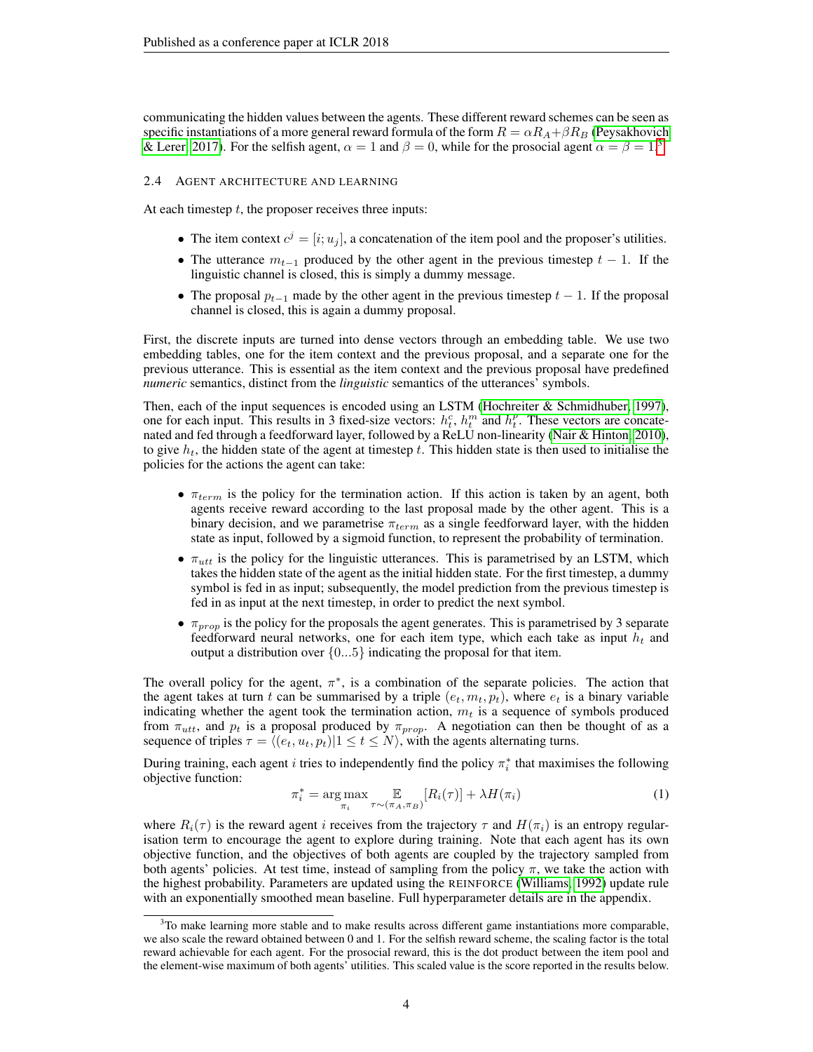communicating the hidden values between the agents. These different reward schemes can be seen as specific instantiations of a more general reward formula of the form $R = \alpha R_A + \beta R_B$ (Peysakhovich & Lerer, 2017). For the selfish agent, $\alpha = 1$ and $\beta = 0$, while for the prosocial agent $\alpha = \beta = 1$.[3]

### 2.4 Agent architecture and learning

At each timestep $t$, the proposer receives three inputs:

- The item context $c^j = [i; u_j]$, a concatenation of the item pool and the proposer's utilities.
- The utterance $m_{t-1}$ produced by the other agent in the previous timestep $t-1$. If the linguistic channel is closed, this is simply a dummy message.
- The proposal $p_{t-1}$ made by the other agent in the previous timestep $t-1$. If the proposal channel is closed, this is again a dummy proposal.

First, the discrete inputs are turned into dense vectors through an embedding table. We use two embedding tables, one for the item context and the previous proposal, and a separate one for the previous utterance. This is essential as the item context and the previous proposal have predefined *numeric* semantics, distinct from the *linguistic* semantics of the utterances' symbols.

Then, each of the input sequences is encoded using an LSTM (Hochreiter & Schmidhuber, 1997), one for each input. This results in 3 fixed-size vectors: $h_t^c$, $h_t^m$ and $h_t^p$. These vectors are concatenated and fed through a feedforward layer, followed by a ReLU non-linearity (Nair & Hinton, 2010), to give $h_t$, the hidden state of the agent at timestep $t$. This hidden state is then used to initialise the policies for the actions the agent can take:

- $\pi_{term}$ is the policy for the termination action. If this action is taken by an agent, both agents receive reward according to the last proposal made by the other agent. This is a binary decision, and we parametrise $\pi_{term}$ as a single feedforward layer, with the hidden state as input, followed by a sigmoid function, to represent the probability of termination.
- $\pi_{utt}$ is the policy for the linguistic utterances. This is parametrised by an LSTM, which takes the hidden state of the agent as the initial hidden state. For the first timestep, a dummy symbol is fed in as input; subsequently, the model prediction from the previous timestep is fed in as input at the next timestep, in order to predict the next symbol.
- $\pi_{prop}$ is the policy for the proposals the agent generates. This is parametrised by 3 separate feedforward neural networks, one for each item type, which each take as input $h_t$ and output a distribution over $\{0...5\}$ indicating the proposal for that item.

The overall policy for the agent, $\pi^*$, is a combination of the separate policies. The action that the agent takes at turn $t$ can be summarised by a triple $(e_t, m_t, p_t)$, where $e_t$ is a binary variable indicating whether the agent took the termination action, $m_t$ is a sequence of symbols produced from $\pi_{utt}$, and $p_t$ is a proposal produced by $\pi_{prop}$. A negotiation can then be thought of as a sequence of triples $\tau = \langle (e_t, u_t, p_t) | 1 \leq t \leq N \rangle$, with the agents alternating turns.

During training, each agent $i$ tries to independently find the policy $\pi_i^*$ that maximises the following objective function:

$$\pi_i^* = \underset{\pi_i}{\arg\max} \underset{\tau \sim (\pi_A, \pi_B)}{\mathbb{E}} [R_i(\tau)] + \lambda H(\pi_i) \tag{1}$$

where $R_i(\tau)$ is the reward agent $i$ receives from the trajectory $\tau$ and $H(\pi_i)$ is an entropy regularisation term to encourage the agent to explore during training. Note that each agent has its own objective function, and the objectives of both agents are coupled by the trajectory sampled from both agents' policies. At test time, instead of sampling from the policy $\pi$, we take the action with the highest probability. Parameters are updated using the REINFORCE (Williams, 1992) update rule with an exponentially smoothed mean baseline. Full hyperparameter details are in the appendix.

[3] To make learning more stable and to make results across different game instantiations more comparable, we also scale the reward obtained between 0 and 1. For the selfish reward scheme, the scaling factor is the total reward achievable for each agent. For the prosocial reward, this is the dot product between the item pool and the element-wise maximum of both agents' utilities. This scaled value is the score reported in the results below.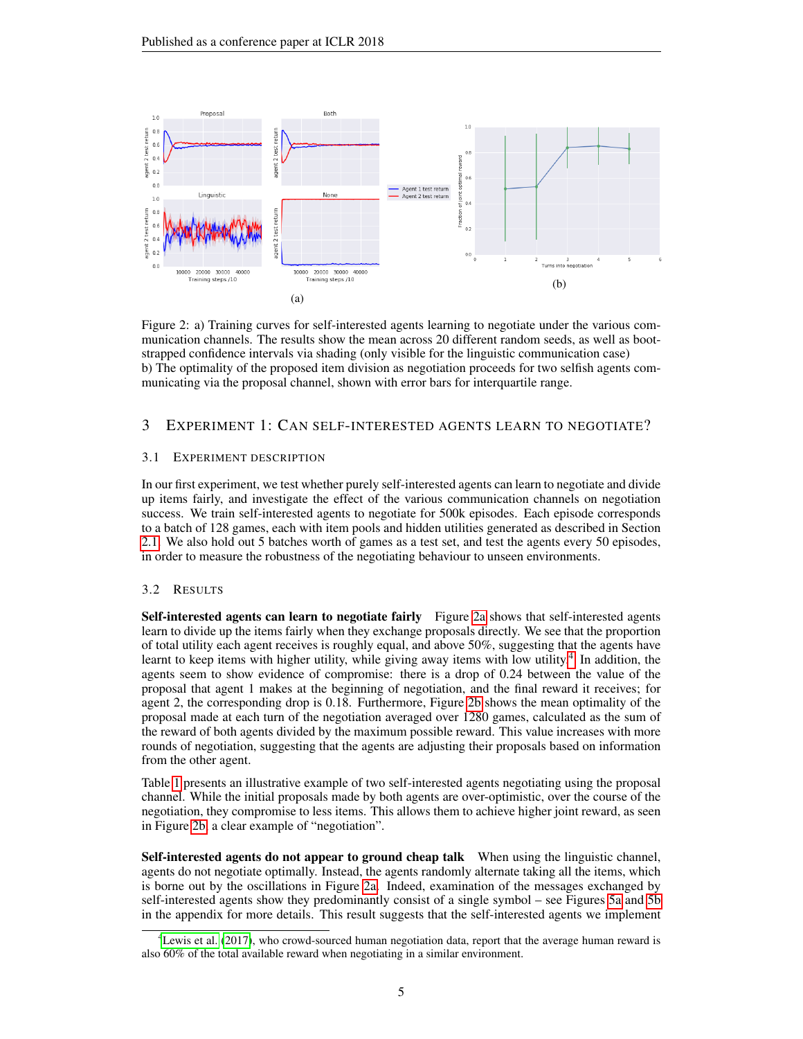Figure 2: a) Training curves for self-interested agents learning to negotiate under the various communication channels. The results show the mean across 20 different random seeds, as well as bootstrapped confidence intervals via shading (only visible for the linguistic communication case)
b) The optimality of the proposed item division as negotiation proceeds for two selfish agents communicating via the proposal channel, shown with error bars for interquartile range.

## 3 Experiment 1: Can self-interested agents learn to negotiate?

### 3.1 Experiment description

In our first experiment, we test whether purely self-interested agents can learn to negotiate and divide up items fairly, and investigate the effect of the various communication channels on negotiation success. We train self-interested agents to negotiate for 500k episodes. Each episode corresponds to a batch of 128 games, each with item pools and hidden utilities generated as described in Section 2.1. We also hold out 5 batches worth of games as a test set, and test the agents every 50 episodes, in order to measure the robustness of the negotiating behaviour to unseen environments.

### 3.2 Results

**Self-interested agents can learn to negotiate fairly** Figure 2a shows that self-interested agents learn to divide up the items fairly when they exchange proposals directly. We see that the proportion of total utility each agent receives is roughly equal, and above 50%, suggesting that the agents have learnt to keep items with higher utility, while giving away items with low utility[4]. In addition, the agents seem to show evidence of compromise: there is a drop of 0.24 between the value of the proposal that agent 1 makes at the beginning of negotiation, and the final reward it receives; for agent 2, the corresponding drop is 0.18. Furthermore, Figure 2b shows the mean optimality of the proposal made at each turn of the negotiation averaged over 1280 games, calculated as the sum of the reward of both agents divided by the maximum possible reward. This value increases with more rounds of negotiation, suggesting that the agents are adjusting their proposals based on information from the other agent.

Table 1 presents an illustrative example of two self-interested agents negotiating using the proposal channel. While the initial proposals made by both agents are over-optimistic, over the course of the negotiation, they compromise to less items. This allows them to achieve higher joint reward, as seen in Figure 2b, a clear example of "negotiation".

**Self-interested agents do not appear to ground cheap talk** When using the linguistic channel, agents do not negotiate optimally. Instead, the agents randomly alternate taking all the items, which is borne out by the oscillations in Figure 2a. Indeed, examination of the messages exchanged by self-interested agents show they predominantly consist of a single symbol – see Figures 5a and 5b in the appendix for more details. This result suggests that the self-interested agents we implement

[4] Lewis et al. (2017), who crowd-sourced human negotiation data, report that the average human reward is also 60% of the total available reward when negotiating in a similar environment.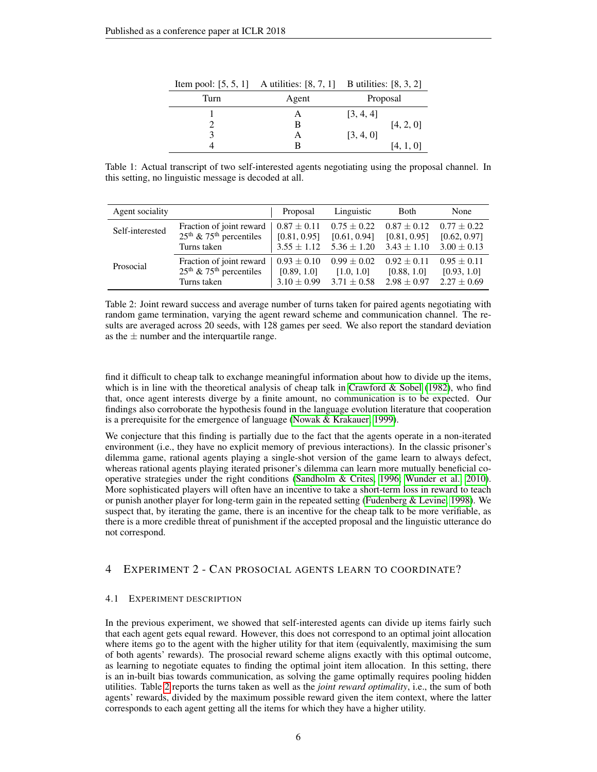| Item pool: [5, 5, 1] | A utilities: [8, 7, 1] | B utilities: [8, 3, 2] | |
|---|---|---|---|
| Turn | Agent | Proposal | |
| 1 | A | [3, 4, 4] | |
| 2 | B | | [4, 2, 0] |
| 3 | A | [3, 4, 0] | |
| 4 | B | | [4, 1, 0] |

Table 1: Actual transcript of two self-interested agents negotiating using the proposal channel. In this setting, no linguistic message is decoded at all.

| Agent sociality | | Proposal | Linguistic | Both | None |
|---|---|---|---|---|---|
| Self-interested | Fraction of joint reward | $0.87 \pm 0.11$ | $0.75 \pm 0.22$ | $0.87 \pm 0.12$ | $0.77 \pm 0.22$ |
| | $25^{\text{th}}$ & $75^{\text{th}}$ percentiles | [0.81, 0.95] | [0.61, 0.94] | [0.81, 0.95] | [0.62, 0.97] |
| | Turns taken | $3.55 \pm 1.12$ | $5.36 \pm 1.20$ | $3.43 \pm 1.10$ | $3.00 \pm 0.13$ |
| Prosocial | Fraction of joint reward | $0.93 \pm 0.10$ | $0.99 \pm 0.02$ | $0.92 \pm 0.11$ | $0.95 \pm 0.11$ |
| | $25^{\text{th}}$ & $75^{\text{th}}$ percentiles | [0.89, 1.0] | [1.0, 1.0] | [0.88, 1.0] | [0.93, 1.0] |
| | Turns taken | $3.10 \pm 0.99$ | $3.71 \pm 0.58$ | $2.98 \pm 0.97$ | $2.27 \pm 0.69$ |

Table 2: Joint reward success and average number of turns taken for paired agents negotiating with random game termination, varying the agent reward scheme and communication channel. The results are averaged across 20 seeds, with 128 games per seed. We also report the standard deviation as the $\pm$ number and the interquartile range.

find it difficult to cheap talk to exchange meaningful information about how to divide up the items, which is in line with the theoretical analysis of cheap talk in Crawford & Sobel (1982), who find that, once agent interests diverge by a finite amount, no communication is to be expected. Our findings also corroborate the hypothesis found in the language evolution literature that cooperation is a prerequisite for the emergence of language (Nowak & Krakauer, 1999).

We conjecture that this finding is partially due to the fact that the agents operate in a non-iterated environment (i.e., they have no explicit memory of previous interactions). In the classic prisoner's dilemma game, rational agents playing a single-shot version of the game learn to always defect, whereas rational agents playing iterated prisoner's dilemma can learn more mutually beneficial cooperative strategies under the right conditions (Sandholm & Crites, 1996; Wunder et al., 2010). More sophisticated players will often have an incentive to take a short-term loss in reward to teach or punish another player for long-term gain in the repeated setting (Fudenberg & Levine, 1998). We suspect that, by iterating the game, there is an incentive for the cheap talk to be more verifiable, as there is a more credible threat of punishment if the accepted proposal and the linguistic utterance do not correspond.

## 4 Experiment 2 - Can prosocial agents learn to coordinate?

### 4.1 Experiment description

In the previous experiment, we showed that self-interested agents can divide up items fairly such that each agent gets equal reward. However, this does not correspond to an optimal joint allocation where items go to the agent with the higher utility for that item (equivalently, maximising the sum of both agents' rewards). The prosocial reward scheme aligns exactly with this optimal outcome, as learning to negotiate equates to finding the optimal joint item allocation. In this setting, there is an in-built bias towards communication, as solving the game optimally requires pooling hidden utilities. Table 2 reports the turns taken as well as the *joint reward optimality*, i.e., the sum of both agents' rewards, divided by the maximum possible reward given the item context, where the latter corresponds to each agent getting all the items for which they have a higher utility.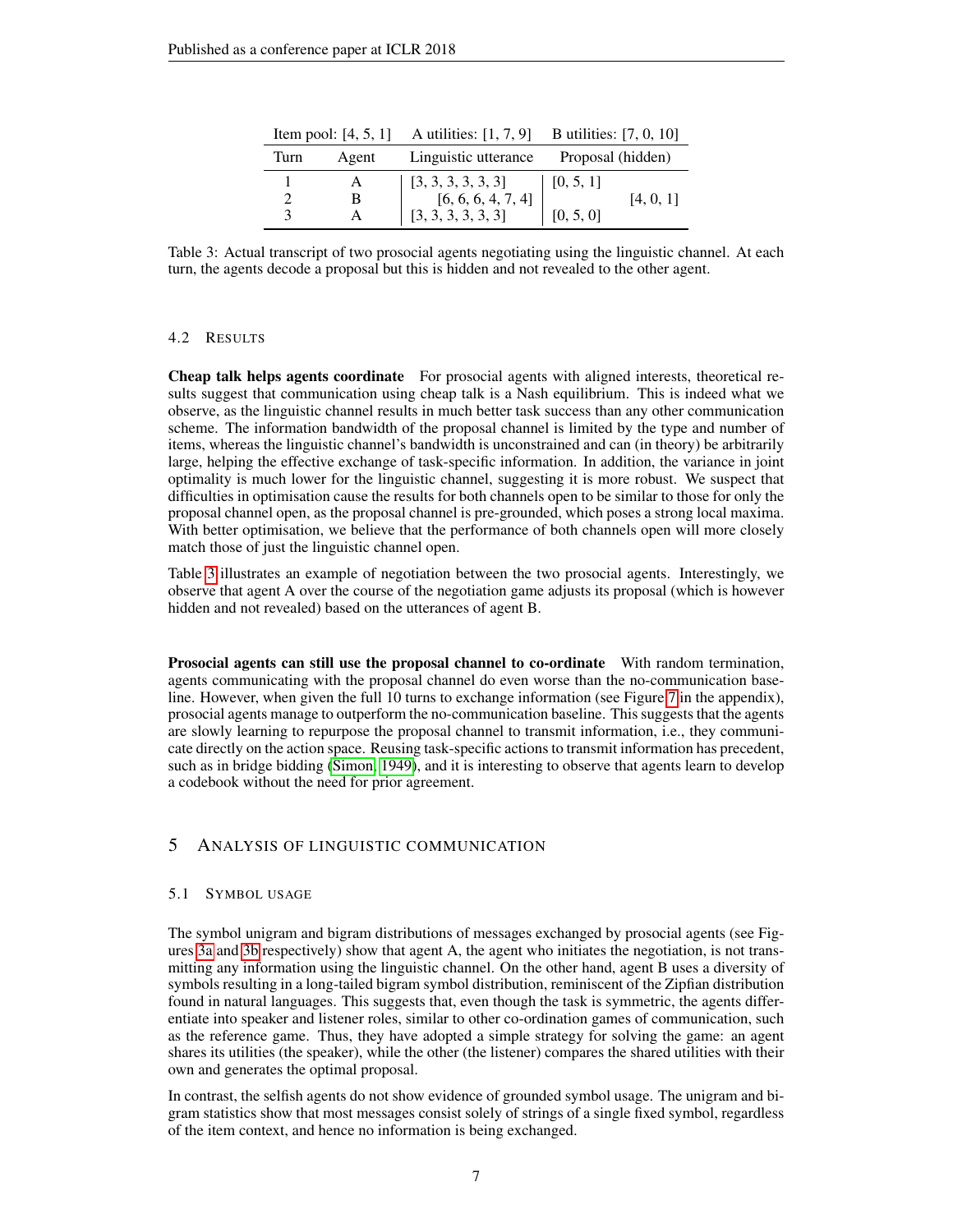| Item pool: [4, 5, 1] | | A utilities: [1, 7, 9] | B utilities: [7, 0, 10] |
|---|---|---|---|
| Turn | Agent | Linguistic utterance | Proposal (hidden) |
| 1 | A | [3, 3, 3, 3, 3] | [0, 5, 1] |
| 2 | B | [6, 6, 6, 4, 7, 4] | [4, 0, 1] |
| 3 | A | [3, 3, 3, 3, 3] | [0, 5, 0] |

Table 3: Actual transcript of two prosocial agents negotiating using the linguistic channel. At each turn, the agents decode a proposal but this is hidden and not revealed to the other agent.

### 4.2 Results

**Cheap talk helps agents coordinate** For prosocial agents with aligned interests, theoretical results suggest that communication using cheap talk is a Nash equilibrium. This is indeed what we observe, as the linguistic channel results in much better task success than any other communication scheme. The information bandwidth of the proposal channel is limited by the type and number of items, whereas the linguistic channel's bandwidth is unconstrained and can (in theory) be arbitrarily large, helping the effective exchange of task-specific information. In addition, the variance in joint optimality is much lower for the linguistic channel, suggesting it is more robust. We suspect that difficulties in optimisation cause the results for both channels open to be similar to those for only the proposal channel open, as the proposal channel is pre-grounded, which poses a strong local maxima. With better optimisation, we believe that the performance of both channels open will more closely match those of just the linguistic channel open.

Table 3 illustrates an example of negotiation between the two prosocial agents. Interestingly, we observe that agent A over the course of the negotiation game adjusts its proposal (which is however hidden and not revealed) based on the utterances of agent B.

**Prosocial agents can still use the proposal channel to co-ordinate** With random termination, agents communicating with the proposal channel do even worse than the no-communication baseline. However, when given the full 10 turns to exchange information (see Figure 7 in the appendix), prosocial agents manage to outperform the no-communication baseline. This suggests that the agents are slowly learning to repurpose the proposal channel to transmit information, i.e., they communicate directly on the action space. Reusing task-specific actions to transmit information has precedent, such as in bridge bidding (Simon, 1949), and it is interesting to observe that agents learn to develop a codebook without the need for prior agreement.

## 5 Analysis of linguistic communication

### 5.1 Symbol usage

The symbol unigram and bigram distributions of messages exchanged by prosocial agents (see Figures 3a and 3b respectively) show that agent A, the agent who initiates the negotiation, is not transmitting any information using the linguistic channel. On the other hand, agent B uses a diversity of symbols resulting in a long-tailed bigram symbol distribution, reminiscent of the Zipfian distribution found in natural languages. This suggests that, even though the task is symmetric, the agents differentiate into speaker and listener roles, similar to other co-ordination games of communication, such as the reference game. Thus, they have adopted a simple strategy for solving the game: an agent shares its utilities (the speaker), while the other (the listener) compares the shared utilities with their own and generates the optimal proposal.

In contrast, the selfish agents do not show evidence of grounded symbol usage. The unigram and bigram statistics show that most messages consist solely of strings of a single fixed symbol, regardless of the item context, and hence no information is being exchanged.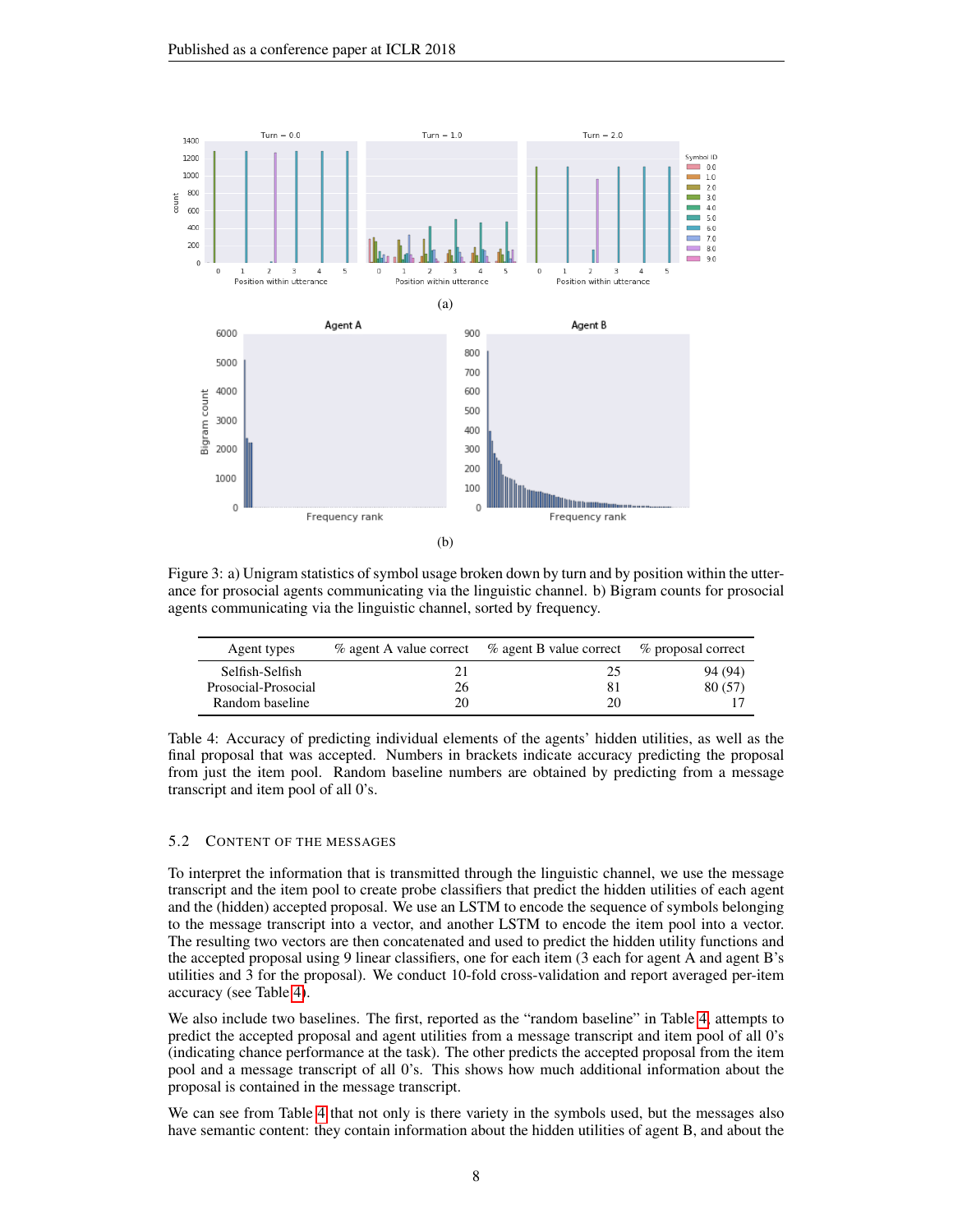Figure 3: a) Unigram statistics of symbol usage broken down by turn and by position within the utterance for prosocial agents communicating via the linguistic channel. b) Bigram counts for prosocial agents communicating via the linguistic channel, sorted by frequency.

| Agent types | % agent A value correct | % agent B value correct | % proposal correct |
|---|---|---|---|
| Selfish-Selfish | 21 | 25 | 94 (94) |
| Prosocial-Prosocial | 26 | 81 | 80 (57) |
| Random baseline | 20 | 20 | 17 |

Table 4: Accuracy of predicting individual elements of the agents' hidden utilities, as well as the final proposal that was accepted. Numbers in brackets indicate accuracy predicting the proposal from just the item pool. Random baseline numbers are obtained by predicting from a message transcript and item pool of all 0's.

### 5.2 Content of the Messages

To interpret the information that is transmitted through the linguistic channel, we use the message transcript and the item pool to create probe classifiers that predict the hidden utilities of each agent and the (hidden) accepted proposal. We use an LSTM to encode the sequence of symbols belonging to the message transcript into a vector, and another LSTM to encode the item pool into a vector. The resulting two vectors are then concatenated and used to predict the hidden utility functions and the accepted proposal using 9 linear classifiers, one for each item (3 each for agent A and agent B's utilities and 3 for the proposal). We conduct 10-fold cross-validation and report averaged per-item accuracy (see Table 4).

We also include two baselines. The first, reported as the "random baseline" in Table 4, attempts to predict the accepted proposal and agent utilities from a message transcript and item pool of all 0's (indicating chance performance at the task). The other predicts the accepted proposal from the item pool and a message transcript of all 0's. This shows how much additional information about the proposal is contained in the message transcript.

We can see from Table 4 that not only is there variety in the symbols used, but the messages also have semantic content: they contain information about the hidden utilities of agent B, and about the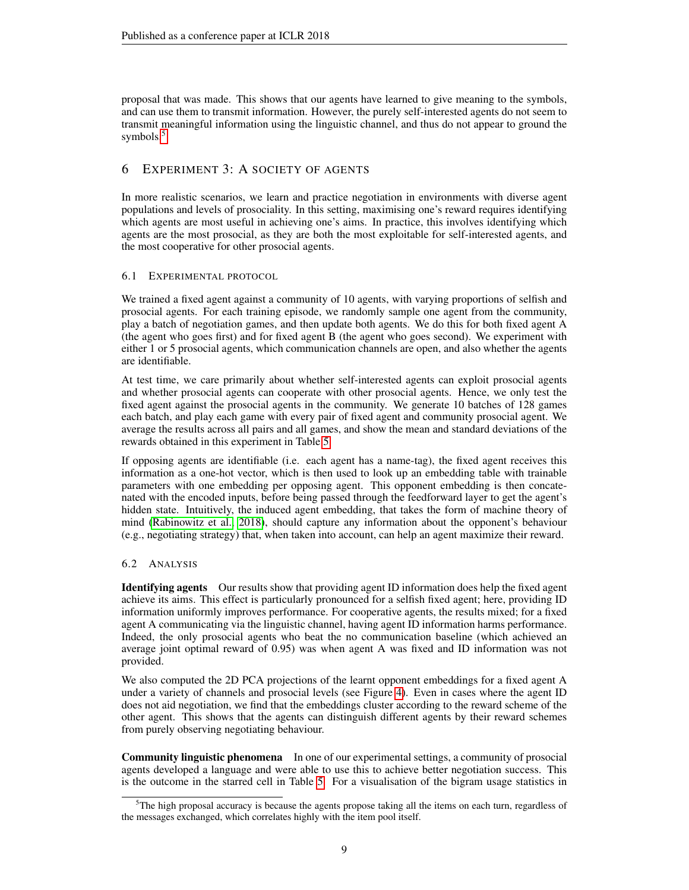proposal that was made. This shows that our agents have learned to give meaning to the symbols, and can use them to transmit information. However, the purely self-interested agents do not seem to transmit meaningful information using the linguistic channel, and thus do not appear to ground the symbols.[5]

## 6 Experiment 3: A Society of Agents

In more realistic scenarios, we learn and practice negotiation in environments with diverse agent populations and levels of prosociality. In this setting, maximising one's reward requires identifying which agents are most useful in achieving one's aims. In practice, this involves identifying which agents are the most prosocial, as they are both the most exploitable for self-interested agents, and the most cooperative for other prosocial agents.

### 6.1 Experimental protocol

We trained a fixed agent against a community of 10 agents, with varying proportions of selfish and prosocial agents. For each training episode, we randomly sample one agent from the community, play a batch of negotiation games, and then update both agents. We do this for both fixed agent A (the agent who goes first) and for fixed agent B (the agent who goes second). We experiment with either 1 or 5 prosocial agents, which communication channels are open, and also whether the agents are identifiable.

At test time, we care primarily about whether self-interested agents can exploit prosocial agents and whether prosocial agents can cooperate with other prosocial agents. Hence, we only test the fixed agent against the prosocial agents in the community. We generate 10 batches of 128 games each batch, and play each game with every pair of fixed agent and community prosocial agent. We average the results across all pairs and all games, and show the mean and standard deviations of the rewards obtained in this experiment in Table 5.

If opposing agents are identifiable (i.e. each agent has a name-tag), the fixed agent receives this information as a one-hot vector, which is then used to look up an embedding table with trainable parameters with one embedding per opposing agent. This opponent embedding is then concatenated with the encoded inputs, before being passed through the feedforward layer to get the agent's hidden state. Intuitively, the induced agent embedding, that takes the form of machine theory of mind (Rabinowitz et al., 2018), should capture any information about the opponent's behaviour (e.g., negotiating strategy) that, when taken into account, can help an agent maximize their reward.

### 6.2 Analysis

**Identifying agents** Our results show that providing agent ID information does help the fixed agent achieve its aims. This effect is particularly pronounced for a selfish fixed agent; here, providing ID information uniformly improves performance. For cooperative agents, the results mixed; for a fixed agent A communicating via the linguistic channel, having agent ID information harms performance. Indeed, the only prosocial agents who beat the no communication baseline (which achieved an average joint optimal reward of 0.95) was when agent A was fixed and ID information was not provided.

We also computed the 2D PCA projections of the learnt opponent embeddings for a fixed agent A under a variety of channels and prosocial levels (see Figure 4). Even in cases where the agent ID does not aid negotiation, we find that the embeddings cluster according to the reward scheme of the other agent. This shows that the agents can distinguish different agents by their reward schemes from purely observing negotiating behaviour.

**Community linguistic phenomena** In one of our experimental settings, a community of prosocial agents developed a language and were able to use this to achieve better negotiation success. This is the outcome in the starred cell in Table 5. For a visualisation of the bigram usage statistics in

[5] The high proposal accuracy is because the agents propose taking all the items on each turn, regardless of the messages exchanged, which correlates highly with the item pool itself.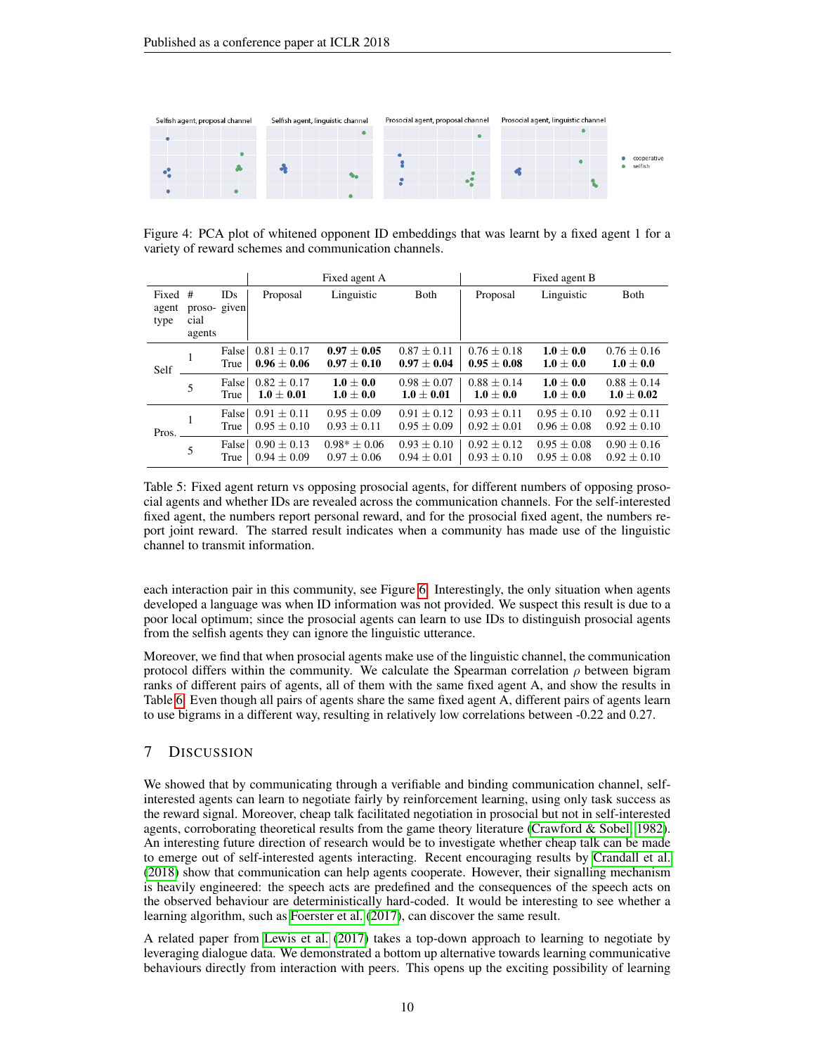Figure 4: PCA plot of whitened opponent ID embeddings that was learnt by a fixed agent 1 for a variety of reward schemes and communication channels.

| Fixed agent type | # prosocial agents | IDs given | Fixed agent A: Proposal | Fixed agent A: Linguistic | Fixed agent A: Both | Fixed agent B: Proposal | Fixed agent B: Linguistic | Fixed agent B: Both |
|---|---|---|---|---|---|---|---|---|
| Self | 1 | False | $0.81 \pm 0.17$ | $\mathbf{0.97 \pm 0.05}$ | $0.87 \pm 0.11$ | $0.76 \pm 0.18$ | $\mathbf{1.0 \pm 0.0}$ | $0.76 \pm 0.16$ |
| | | True | $\mathbf{0.96 \pm 0.06}$ | $0.97 \pm 0.10$ | $\mathbf{0.97 \pm 0.04}$ | $\mathbf{0.95 \pm 0.08}$ | $1.0 \pm 0.0$ | $\mathbf{1.0 \pm 0.0}$ |
| | 5 | False | $0.82 \pm 0.17$ | $\mathbf{1.0 \pm 0.0}$ | $0.98 \pm 0.07$ | $0.88 \pm 0.14$ | $\mathbf{1.0 \pm 0.0}$ | $0.88 \pm 0.14$ |
| | | True | $\mathbf{1.0 \pm 0.01}$ | $1.0 \pm 0.0$ | $\mathbf{1.0 \pm 0.01}$ | $\mathbf{1.0 \pm 0.0}$ | $1.0 \pm 0.0$ | $\mathbf{1.0 \pm 0.02}$ |
| Pros. | 1 | False | $0.91 \pm 0.11$ | $0.95 \pm 0.09$ | $0.91 \pm 0.12$ | $0.93 \pm 0.11$ | $0.95 \pm 0.10$ | $0.92 \pm 0.11$ |
| | | True | $0.95 \pm 0.10$ | $0.93 \pm 0.11$ | $0.95 \pm 0.09$ | $0.92 \pm 0.01$ | $0.96 \pm 0.08$ | $0.92 \pm 0.10$ |
| | 5 | False | $0.90 \pm 0.13$ | $0.98^{*} \pm 0.06$ | $0.93 \pm 0.10$ | $0.92 \pm 0.12$ | $0.95 \pm 0.08$ | $0.90 \pm 0.16$ |
| | | True | $0.94 \pm 0.09$ | $0.97 \pm 0.06$ | $0.94 \pm 0.01$ | $0.93 \pm 0.10$ | $0.95 \pm 0.08$ | $0.92 \pm 0.10$ |

Table 5: Fixed agent return vs opposing prosocial agents, for different numbers of opposing prosocial agents and whether IDs are revealed across the communication channels. For the self-interested fixed agent, the numbers report personal reward, and for the prosocial fixed agent, the numbers report joint reward. The starred result indicates when a community has made use of the linguistic channel to transmit information.

each interaction pair in this community, see Figure 6. Interestingly, the only situation when agents developed a language was when ID information was not provided. We suspect this result is due to a poor local optimum; since the prosocial agents can learn to use IDs to distinguish prosocial agents from the selfish agents they can ignore the linguistic utterance.

Moreover, we find that when prosocial agents make use of the linguistic channel, the communication protocol differs within the community. We calculate the Spearman correlation $\rho$ between bigram ranks of different pairs of agents, all of them with the same fixed agent A, and show the results in Table 6. Even though all pairs of agents share the same fixed agent A, different pairs of agents learn to use bigrams in a different way, resulting in relatively low correlations between -0.22 and 0.27.

## 7 Discussion

We showed that by communicating through a verifiable and binding communication channel, self-interested agents can learn to negotiate fairly by reinforcement learning, using only task success as the reward signal. Moreover, cheap talk facilitated negotiation in prosocial but not in self-interested agents, corroborating theoretical results from the game theory literature (Crawford & Sobel, 1982). An interesting future direction of research would be to investigate whether cheap talk can be made to emerge out of self-interested agents interacting. Recent encouraging results by Crandall et al. (2018) show that communication can help agents cooperate. However, their signalling mechanism is heavily engineered: the speech acts are predefined and the consequences of the speech acts on the observed behaviour are deterministically hard-coded. It would be interesting to see whether a learning algorithm, such as Foerster et al. (2017), can discover the same result.

A related paper from Lewis et al. (2017) takes a top-down approach to learning to negotiate by leveraging dialogue data. We demonstrated a bottom up alternative towards learning communicative behaviours directly from interaction with peers. This opens up the exciting possibility of learning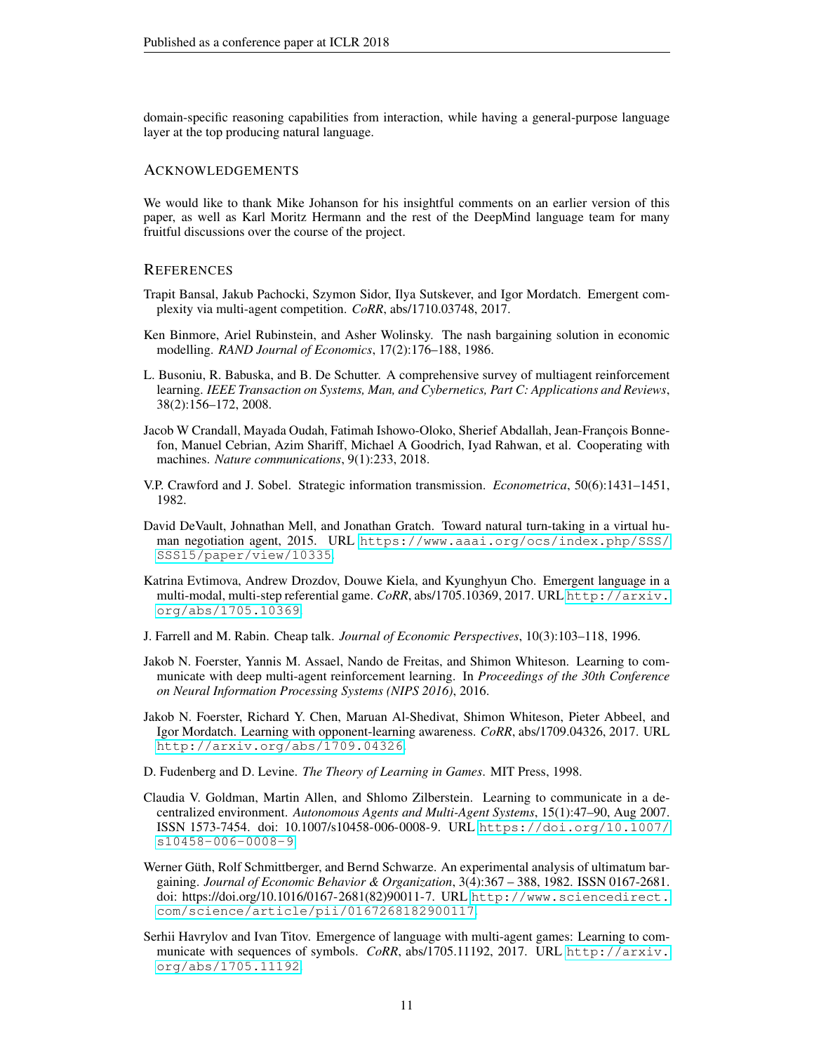domain-specific reasoning capabilities from interaction, while having a general-purpose language layer at the top producing natural language.

## Acknowledgements

We would like to thank Mike Johanson for his insightful comments on an earlier version of this paper, as well as Karl Moritz Hermann and the rest of the DeepMind language team for many fruitful discussions over the course of the project.

## References

Trapit Bansal, Jakub Pachocki, Szymon Sidor, Ilya Sutskever, and Igor Mordatch. Emergent complexity via multi-agent competition. *CoRR*, abs/1710.03748, 2017.

Ken Binmore, Ariel Rubinstein, and Asher Wolinsky. The nash bargaining solution in economic modelling. *RAND Journal of Economics*, 17(2):176–188, 1986.

L. Busoniu, R. Babuska, and B. De Schutter. A comprehensive survey of multiagent reinforcement learning. *IEEE Transaction on Systems, Man, and Cybernetics, Part C: Applications and Reviews*, 38(2):156–172, 2008.

Jacob W Crandall, Mayada Oudah, Fatimah Ishowo-Oloko, Sherief Abdallah, Jean-François Bonnefon, Manuel Cebrian, Azim Shariff, Michael A Goodrich, Iyad Rahwan, et al. Cooperating with machines. *Nature communications*, 9(1):233, 2018.

V.P. Crawford and J. Sobel. Strategic information transmission. *Econometrica*, 50(6):1431–1451, 1982.

David DeVault, Johnathan Mell, and Jonathan Gratch. Toward natural turn-taking in a virtual human negotiation agent, 2015. URL https://www.aaai.org/ocs/index.php/SSS/SSS15/paper/view/10335.

Katrina Evtimova, Andrew Drozdov, Douwe Kiela, and Kyunghyun Cho. Emergent language in a multi-modal, multi-step referential game. *CoRR*, abs/1705.10369, 2017. URL http://arxiv.org/abs/1705.10369.

J. Farrell and M. Rabin. Cheap talk. *Journal of Economic Perspectives*, 10(3):103–118, 1996.

Jakob N. Foerster, Yannis M. Assael, Nando de Freitas, and Shimon Whiteson. Learning to communicate with deep multi-agent reinforcement learning. In *Proceedings of the 30th Conference on Neural Information Processing Systems (NIPS 2016)*, 2016.

Jakob N. Foerster, Richard Y. Chen, Maruan Al-Shedivat, Shimon Whiteson, Pieter Abbeel, and Igor Mordatch. Learning with opponent-learning awareness. *CoRR*, abs/1709.04326, 2017. URL http://arxiv.org/abs/1709.04326.

D. Fudenberg and D. Levine. *The Theory of Learning in Games*. MIT Press, 1998.

Claudia V. Goldman, Martin Allen, and Shlomo Zilberstein. Learning to communicate in a decentralized environment. *Autonomous Agents and Multi-Agent Systems*, 15(1):47–90, Aug 2007. ISSN 1573-7454. doi: 10.1007/s10458-006-0008-9. URL https://doi.org/10.1007/s10458-006-0008-9.

Werner Güth, Rolf Schmittberger, and Bernd Schwarze. An experimental analysis of ultimatum bargaining. *Journal of Economic Behavior & Organization*, 3(4):367 – 388, 1982. ISSN 0167-2681. doi: https://doi.org/10.1016/0167-2681(82)90011-7. URL http://www.sciencedirect.com/science/article/pii/0167268182900117.

Serhii Havrylov and Ivan Titov. Emergence of language with multi-agent games: Learning to communicate with sequences of symbols. *CoRR*, abs/1705.11192, 2017. URL http://arxiv.org/abs/1705.11192.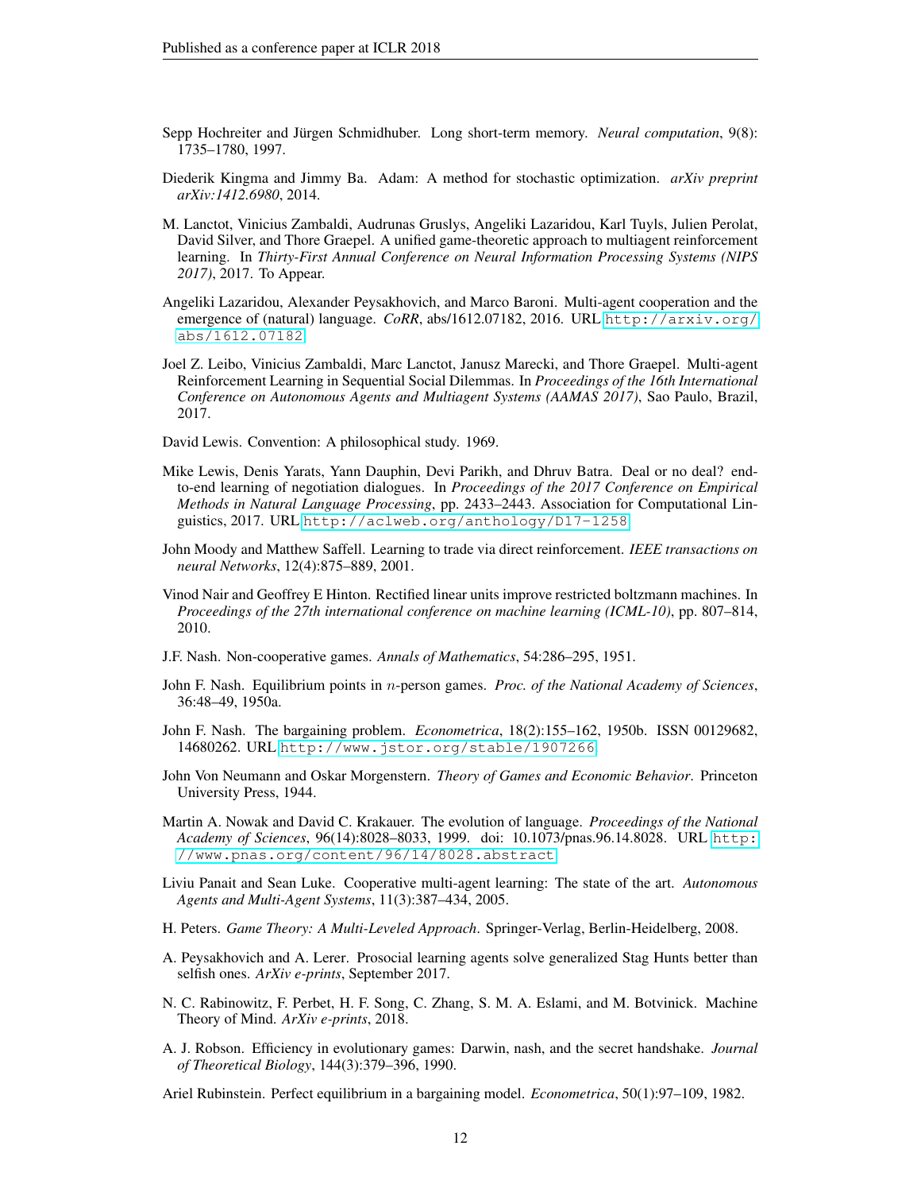Sepp Hochreiter and Jürgen Schmidhuber. Long short-term memory. *Neural computation*, 9(8): 1735–1780, 1997.

Diederik Kingma and Jimmy Ba. Adam: A method for stochastic optimization. *arXiv preprint arXiv:1412.6980*, 2014.

M. Lanctot, Vinicius Zambaldi, Audrunas Gruslys, Angeliki Lazaridou, Karl Tuyls, Julien Perolat, David Silver, and Thore Graepel. A unified game-theoretic approach to multiagent reinforcement learning. In *Thirty-First Annual Conference on Neural Information Processing Systems (NIPS 2017)*, 2017. To Appear.

Angeliki Lazaridou, Alexander Peysakhovich, and Marco Baroni. Multi-agent cooperation and the emergence of (natural) language. *CoRR*, abs/1612.07182, 2016. URL http://arxiv.org/abs/1612.07182.

Joel Z. Leibo, Vinicius Zambaldi, Marc Lanctot, Janusz Marecki, and Thore Graepel. Multi-agent Reinforcement Learning in Sequential Social Dilemmas. In *Proceedings of the 16th International Conference on Autonomous Agents and Multiagent Systems (AAMAS 2017)*, Sao Paulo, Brazil, 2017.

David Lewis. Convention: A philosophical study. 1969.

Mike Lewis, Denis Yarats, Yann Dauphin, Devi Parikh, and Dhruv Batra. Deal or no deal? end-to-end learning of negotiation dialogues. In *Proceedings of the 2017 Conference on Empirical Methods in Natural Language Processing*, pp. 2433–2443. Association for Computational Linguistics, 2017. URL http://aclweb.org/anthology/D17-1258.

John Moody and Matthew Saffell. Learning to trade via direct reinforcement. *IEEE transactions on neural Networks*, 12(4):875–889, 2001.

Vinod Nair and Geoffrey E Hinton. Rectified linear units improve restricted boltzmann machines. In *Proceedings of the 27th international conference on machine learning (ICML-10)*, pp. 807–814, 2010.

J.F. Nash. Non-cooperative games. *Annals of Mathematics*, 54:286–295, 1951.

John F. Nash. Equilibrium points in $n$-person games. *Proc. of the National Academy of Sciences*, 36:48–49, 1950a.

John F. Nash. The bargaining problem. *Econometrica*, 18(2):155–162, 1950b. ISSN 00129682, 14680262. URL http://www.jstor.org/stable/1907266.

John Von Neumann and Oskar Morgenstern. *Theory of Games and Economic Behavior*. Princeton University Press, 1944.

Martin A. Nowak and David C. Krakauer. The evolution of language. *Proceedings of the National Academy of Sciences*, 96(14):8028–8033, 1999. doi: 10.1073/pnas.96.14.8028. URL http://www.pnas.org/content/96/14/8028.abstract.

Liviu Panait and Sean Luke. Cooperative multi-agent learning: The state of the art. *Autonomous Agents and Multi-Agent Systems*, 11(3):387–434, 2005.

H. Peters. *Game Theory: A Multi-Leveled Approach*. Springer-Verlag, Berlin-Heidelberg, 2008.

A. Peysakhovich and A. Lerer. Prosocial learning agents solve generalized Stag Hunts better than selfish ones. *ArXiv e-prints*, September 2017.

N. C. Rabinowitz, F. Perbet, H. F. Song, C. Zhang, S. M. A. Eslami, and M. Botvinick. Machine Theory of Mind. *ArXiv e-prints*, 2018.

A. J. Robson. Efficiency in evolutionary games: Darwin, nash, and the secret handshake. *Journal of Theoretical Biology*, 144(3):379–396, 1990.

Ariel Rubinstein. Perfect equilibrium in a bargaining model. *Econometrica*, 50(1):97–109, 1982.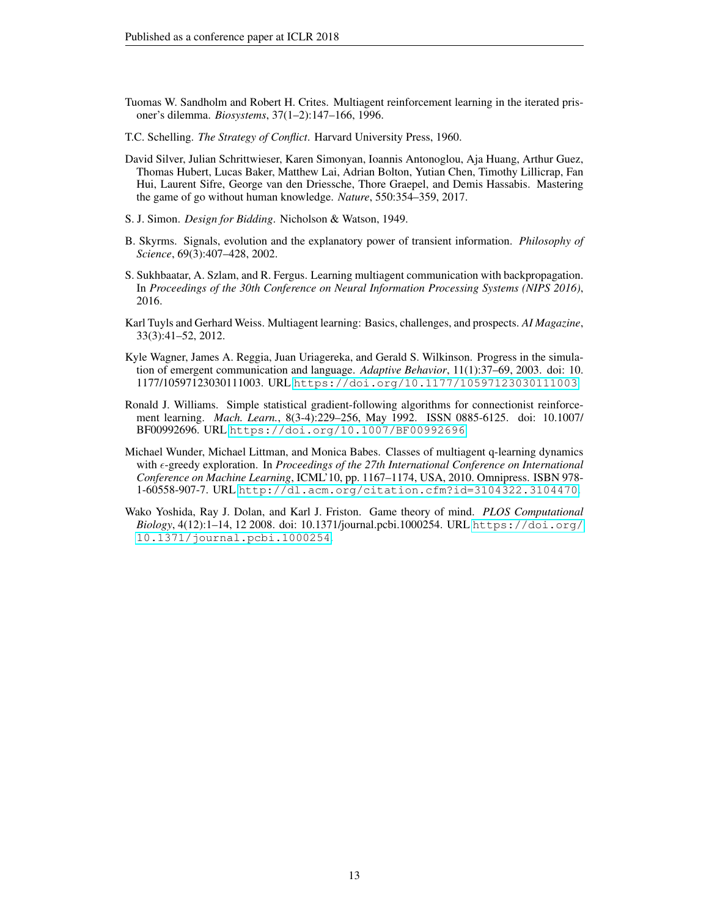Tuomas W. Sandholm and Robert H. Crites. Multiagent reinforcement learning in the iterated prisoner's dilemma. *Biosystems*, 37(1–2):147–166, 1996.

T.C. Schelling. *The Strategy of Conflict*. Harvard University Press, 1960.

David Silver, Julian Schrittwieser, Karen Simonyan, Ioannis Antonoglou, Aja Huang, Arthur Guez, Thomas Hubert, Lucas Baker, Matthew Lai, Adrian Bolton, Yutian Chen, Timothy Lillicrap, Fan Hui, Laurent Sifre, George van den Driessche, Thore Graepel, and Demis Hassabis. Mastering the game of go without human knowledge. *Nature*, 550:354–359, 2017.

S. J. Simon. *Design for Bidding*. Nicholson & Watson, 1949.

B. Skyrms. Signals, evolution and the explanatory power of transient information. *Philosophy of Science*, 69(3):407–428, 2002.

S. Sukhbaatar, A. Szlam, and R. Fergus. Learning multiagent communication with backpropagation. In *Proceedings of the 30th Conference on Neural Information Processing Systems (NIPS 2016)*, 2016.

Karl Tuyls and Gerhard Weiss. Multiagent learning: Basics, challenges, and prospects. *AI Magazine*, 33(3):41–52, 2012.

Kyle Wagner, James A. Reggia, Juan Uriagereka, and Gerald S. Wilkinson. Progress in the simulation of emergent communication and language. *Adaptive Behavior*, 11(1):37–69, 2003. doi: 10.1177/10597123030111003. URL https://doi.org/10.1177/10597123030111003.

Ronald J. Williams. Simple statistical gradient-following algorithms for connectionist reinforcement learning. *Mach. Learn.*, 8(3-4):229–256, May 1992. ISSN 0885-6125. doi: 10.1007/BF00992696. URL https://doi.org/10.1007/BF00992696.

Michael Wunder, Michael Littman, and Monica Babes. Classes of multiagent q-learning dynamics with $\epsilon$-greedy exploration. In *Proceedings of the 27th International Conference on International Conference on Machine Learning*, ICML'10, pp. 1167–1174, USA, 2010. Omnipress. ISBN 978-1-60558-907-7. URL http://dl.acm.org/citation.cfm?id=3104322.3104470.

Wako Yoshida, Ray J. Dolan, and Karl J. Friston. Game theory of mind. *PLOS Computational Biology*, 4(12):1–14, 12 2008. doi: 10.1371/journal.pcbi.1000254. URL https://doi.org/10.1371/journal.pcbi.1000254.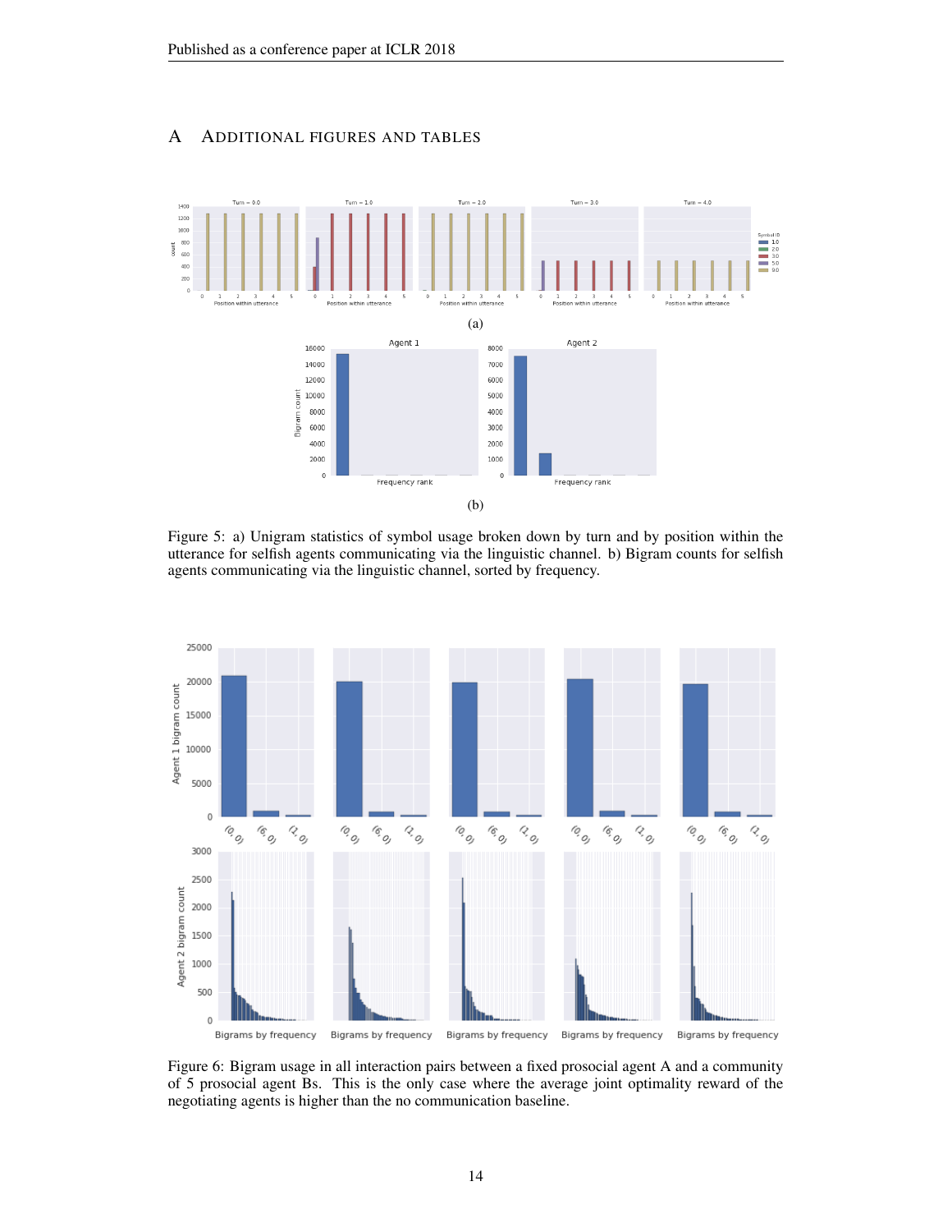# A ADDITIONAL FIGURES AND TABLES

(a)

(b)

Figure 5: a) Unigram statistics of symbol usage broken down by turn and by position within the utterance for selfish agents communicating via the linguistic channel. b) Bigram counts for selfish agents communicating via the linguistic channel, sorted by frequency.

Figure 6: Bigram usage in all interaction pairs between a fixed prosocial agent A and a community of 5 prosocial agent Bs. This is the only case where the average joint optimality reward of the negotiating agents is higher than the no communication baseline.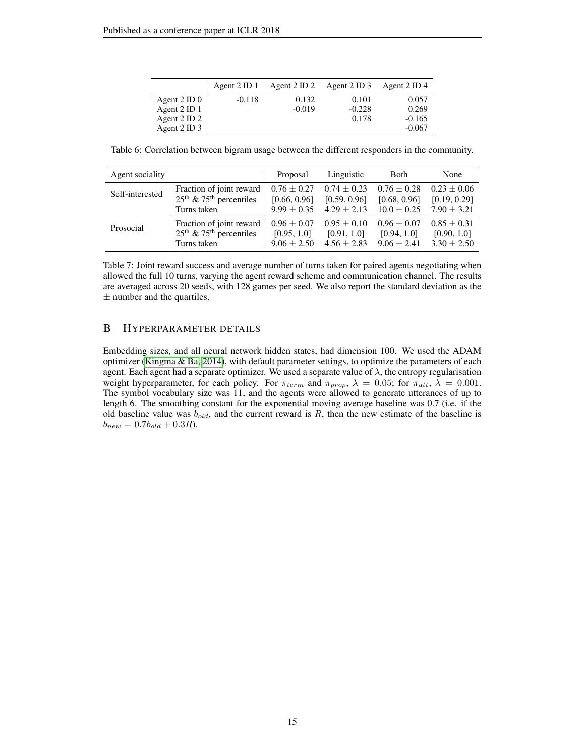| | Agent 2 ID 1 | Agent 2 ID 2 | Agent 2 ID 3 | Agent 2 ID 4 |
|---|---|---|---|---|
| Agent 2 ID 0 | -0.118 | 0.132 | 0.101 | 0.057 |
| Agent 2 ID 1 | | -0.019 | -0.228 | 0.269 |
| Agent 2 ID 2 | | | 0.178 | -0.165 |
| Agent 2 ID 3 | | | | -0.067 |

Table 6: Correlation between bigram usage between the different responders in the community.

| Agent sociality | | Proposal | Linguistic | Both | None |
|---|---|---|---|---|---|
| Self-interested | Fraction of joint reward | $0.76 \pm 0.27$ | $0.74 \pm 0.23$ | $0.76 \pm 0.28$ | $0.23 \pm 0.06$ |
| | $25^{\text{th}}$ & $75^{\text{th}}$ percentiles | [0.66, 0.96] | [0.59, 0.96] | [0.68, 0.96] | [0.19, 0.29] |
| | Turns taken | $9.99 \pm 0.35$ | $4.29 \pm 2.13$ | $10.0 \pm 0.25$ | $7.90 \pm 3.21$ |
| Prosocial | Fraction of joint reward | $0.96 \pm 0.07$ | $0.95 \pm 0.10$ | $0.96 \pm 0.07$ | $0.85 \pm 0.31$ |
| | $25^{\text{th}}$ & $75^{\text{th}}$ percentiles | [0.95, 1.0] | [0.91, 1.0] | [0.94, 1.0] | [0.90, 1.0] |
| | Turns taken | $9.06 \pm 2.50$ | $4.56 \pm 2.83$ | $9.06 \pm 2.41$ | $3.30 \pm 2.50$ |

Table 7: Joint reward success and average number of turns taken for paired agents negotiating when allowed the full 10 turns, varying the agent reward scheme and communication channel. The results are averaged across 20 seeds, with 128 games per seed. We also report the standard deviation as the $\pm$ number and the quartiles.

## B HYPERPARAMETER DETAILS

Embedding sizes, and all neural network hidden states, had dimension 100. We used the ADAM optimizer (Kingma & Ba, 2014), with default parameter settings, to optimize the parameters of each agent. Each agent had a separate optimizer. We used a separate value of $\lambda$, the entropy regularisation weight hyperparameter, for each policy. For $\pi_{term}$ and $\pi_{prop}$, $\lambda = 0.05$; for $\pi_{utt}$, $\lambda = 0.001$. The symbol vocabulary size was 11, and the agents were allowed to generate utterances of up to length 6. The smoothing constant for the exponential moving average baseline was 0.7 (i.e. if the old baseline value was $b_{old}$, and the current reward is $R$, then the new estimate of the baseline is $b_{new} = 0.7b_{old} + 0.3R$).